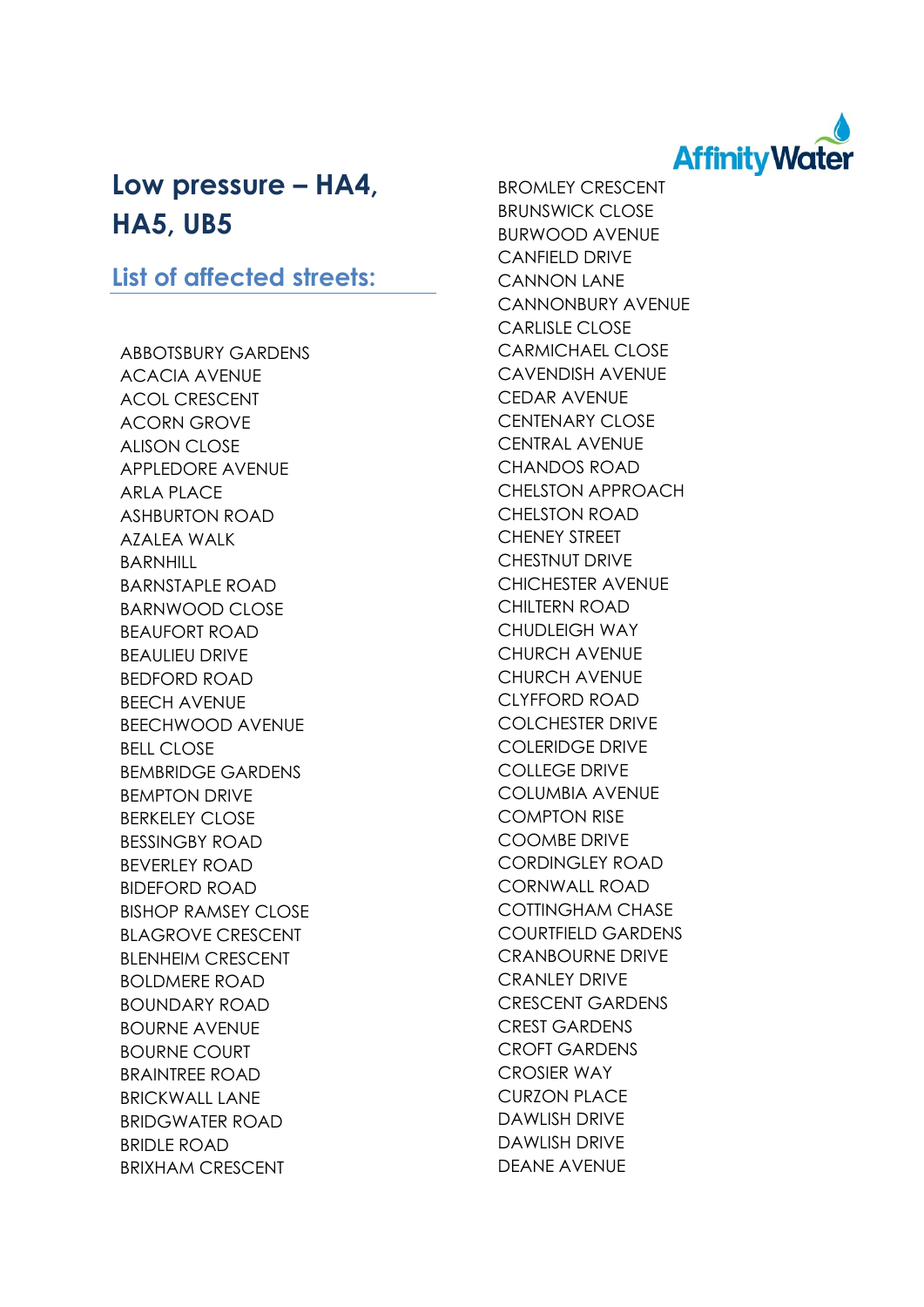# Low pressure – HA4, HA5, UB5

## List of affected streets:

ABBOTSBURY GARDENS
ACACIA AVENUE
ACOL CRESCENT
ACORN GROVE
ALISON CLOSE
APPLEDORE AVENUE
ARLA PLACE
ASHBURTON ROAD
AZALEA WALK
BARNHILL
BARNSTAPLE ROAD
BARNWOOD CLOSE
BEAUFORT ROAD
BEAULIEU DRIVE
BEDFORD ROAD
BEECH AVENUE
BEECHWOOD AVENUE
BELL CLOSE
BEMBRIDGE GARDENS
BEMPTON DRIVE
BERKELEY CLOSE
BESSINGBY ROAD
BEVERLEY ROAD
BIDEFORD ROAD
BISHOP RAMSEY CLOSE
BLAGROVE CRESCENT
BLENHEIM CRESCENT
BOLDMERE ROAD
BOUNDARY ROAD
BOURNE AVENUE
BOURNE COURT
BRAINTREE ROAD
BRICKWALL LANE
BRIDGWATER ROAD
BRIDLE ROAD
BRIXHAM CRESCENT
BROMLEY CRESCENT
BRUNSWICK CLOSE
BURWOOD AVENUE
CANFIELD DRIVE
CANNON LANE
CANNONBURY AVENUE
CARLISLE CLOSE
CARMICHAEL CLOSE
CAVENDISH AVENUE
CEDAR AVENUE
CENTENARY CLOSE
CENTRAL AVENUE
CHANDOS ROAD
CHELSTON APPROACH
CHELSTON ROAD
CHENEY STREET
CHESTNUT DRIVE
CHICHESTER AVENUE
CHILTERN ROAD
CHUDLEIGH WAY
CHURCH AVENUE
CHURCH AVENUE
CLYFFORD ROAD
COLCHESTER DRIVE
COLERIDGE DRIVE
COLLEGE DRIVE
COLUMBIA AVENUE
COMPTON RISE
COOMBE DRIVE
CORDINGLEY ROAD
CORNWALL ROAD
COTTINGHAM CHASE
COURTFIELD GARDENS
CRANBOURNE DRIVE
CRANLEY DRIVE
CRESCENT GARDENS
CREST GARDENS
CROFT GARDENS
CROSIER WAY
CURZON PLACE
DAWLISH DRIVE
DAWLISH DRIVE
DEANE AVENUE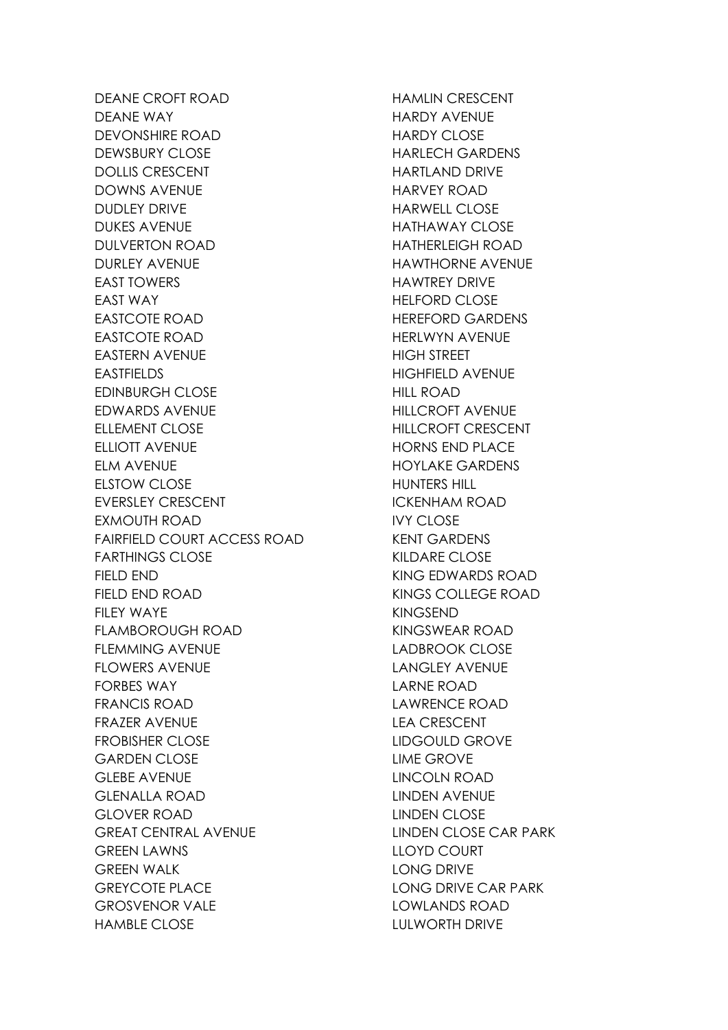DEANE CROFT ROAD
DEANE WAY
DEVONSHIRE ROAD
DEWSBURY CLOSE
DOLLIS CRESCENT
DOWNS AVENUE
DUDLEY DRIVE
DUKES AVENUE
DULVERTON ROAD
DURLEY AVENUE
EAST TOWERS
EAST WAY
EASTCOTE ROAD
EASTCOTE ROAD
EASTERN AVENUE
EASTFIELDS
EDINBURGH CLOSE
EDWARDS AVENUE
ELLEMENT CLOSE
ELLIOTT AVENUE
ELM AVENUE
ELSTOW CLOSE
EVERSLEY CRESCENT
EXMOUTH ROAD
FAIRFIELD COURT ACCESS ROAD
FARTHINGS CLOSE
FIELD END
FIELD END ROAD
FILEY WAYE
FLAMBOROUGH ROAD
FLEMMING AVENUE
FLOWERS AVENUE
FORBES WAY
FRANCIS ROAD
FRAZER AVENUE
FROBISHER CLOSE
GARDEN CLOSE
GLEBE AVENUE
GLENALLA ROAD
GLOVER ROAD
GREAT CENTRAL AVENUE
GREEN LAWNS
GREEN WALK
GREYCOTE PLACE
GROSVENOR VALE
HAMBLE CLOSE
HAMLIN CRESCENT
HARDY AVENUE
HARDY CLOSE
HARLECH GARDENS
HARTLAND DRIVE
HARVEY ROAD
HARWELL CLOSE
HATHAWAY CLOSE
HATHERLEIGH ROAD
HAWTHORNE AVENUE
HAWTREY DRIVE
HELFORD CLOSE
HEREFORD GARDENS
HERLWYN AVENUE
HIGH STREET
HIGHFIELD AVENUE
HILL ROAD
HILLCROFT AVENUE
HILLCROFT CRESCENT
HORNS END PLACE
HOYLAKE GARDENS
HUNTERS HILL
ICKENHAM ROAD
IVY CLOSE
KENT GARDENS
KILDARE CLOSE
KING EDWARDS ROAD
KINGS COLLEGE ROAD
KINGSEND
KINGSWEAR ROAD
LADBROOK CLOSE
LANGLEY AVENUE
LARNE ROAD
LAWRENCE ROAD
LEA CRESCENT
LIDGOULD GROVE
LIME GROVE
LINCOLN ROAD
LINDEN AVENUE
LINDEN CLOSE
LINDEN CLOSE CAR PARK
LLOYD COURT
LONG DRIVE
LONG DRIVE CAR PARK
LOWLANDS ROAD
LULWORTH DRIVE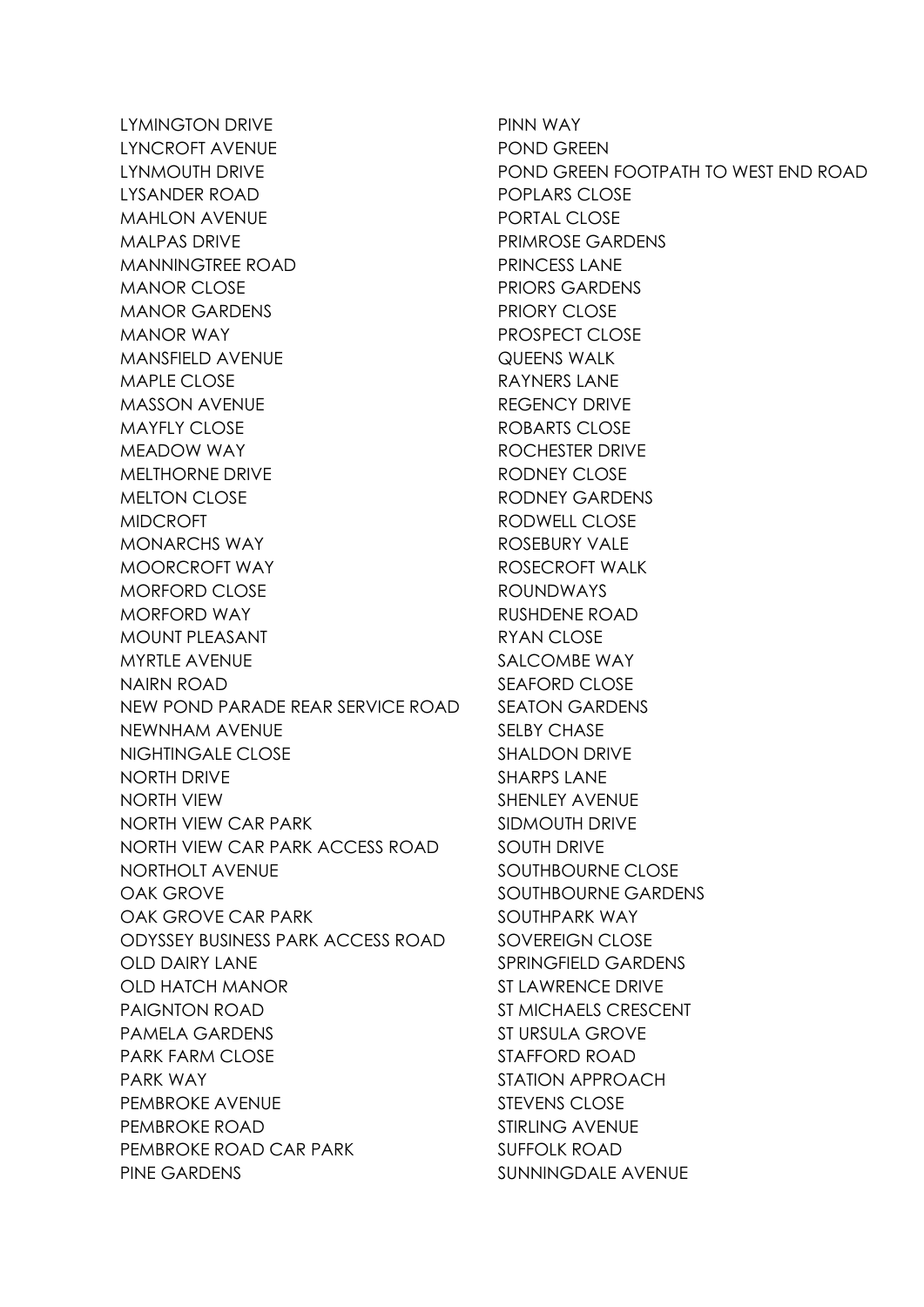LYMINGTON DRIVE
LYNCROFT AVENUE
LYNMOUTH DRIVE
LYSANDER ROAD
MAHLON AVENUE
MALPAS DRIVE
MANNINGTREE ROAD
MANOR CLOSE
MANOR GARDENS
MANOR WAY
MANSFIELD AVENUE
MAPLE CLOSE
MASSON AVENUE
MAYFLY CLOSE
MEADOW WAY
MELTHORNE DRIVE
MELTON CLOSE
MIDCROFT
MONARCHS WAY
MOORCROFT WAY
MORFORD CLOSE
MORFORD WAY
MOUNT PLEASANT
MYRTLE AVENUE
NAIRN ROAD
NEW POND PARADE REAR SERVICE ROAD
NEWNHAM AVENUE
NIGHTINGALE CLOSE
NORTH DRIVE
NORTH VIEW
NORTH VIEW CAR PARK
NORTH VIEW CAR PARK ACCESS ROAD
NORTHOLT AVENUE
OAK GROVE
OAK GROVE CAR PARK
ODYSSEY BUSINESS PARK ACCESS ROAD
OLD DAIRY LANE
OLD HATCH MANOR
PAIGNTON ROAD
PAMELA GARDENS
PARK FARM CLOSE
PARK WAY
PEMBROKE AVENUE
PEMBROKE ROAD
PEMBROKE ROAD CAR PARK
PINE GARDENS
PINN WAY
POND GREEN
POND GREEN FOOTPATH TO WEST END ROAD
POPLARS CLOSE
PORTAL CLOSE
PRIMROSE GARDENS
PRINCESS LANE
PRIORS GARDENS
PRIORY CLOSE
PROSPECT CLOSE
QUEENS WALK
RAYNERS LANE
REGENCY DRIVE
ROBARTS CLOSE
ROCHESTER DRIVE
RODNEY CLOSE
RODNEY GARDENS
RODWELL CLOSE
ROSEBURY VALE
ROSECROFT WALK
ROUNDWAYS
RUSHDENE ROAD
RYAN CLOSE
SALCOMBE WAY
SEAFORD CLOSE
SEATON GARDENS
SELBY CHASE
SHALDON DRIVE
SHARPS LANE
SHENLEY AVENUE
SIDMOUTH DRIVE
SOUTH DRIVE
SOUTHBOURNE CLOSE
SOUTHBOURNE GARDENS
SOUTHPARK WAY
SOVEREIGN CLOSE
SPRINGFIELD GARDENS
ST LAWRENCE DRIVE
ST MICHAELS CRESCENT
ST URSULA GROVE
STAFFORD ROAD
STATION APPROACH
STEVENS CLOSE
STIRLING AVENUE
SUFFOLK ROAD
SUNNINGDALE AVENUE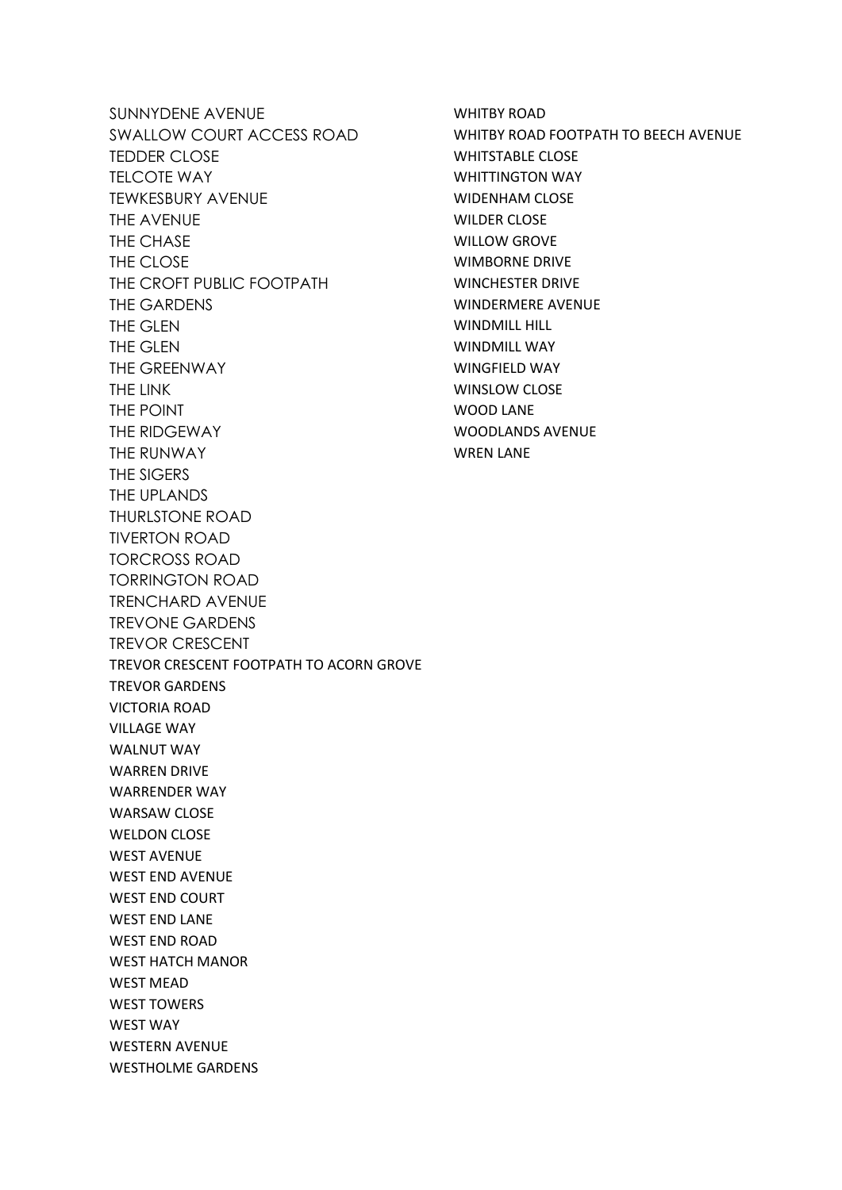SUNNYDENE AVENUE
SWALLOW COURT ACCESS ROAD
TEDDER CLOSE
TELCOTE WAY
TEWKESBURY AVENUE
THE AVENUE
THE CHASE
THE CLOSE
THE CROFT PUBLIC FOOTPATH
THE GARDENS
THE GLEN
THE GLEN
THE GREENWAY
THE LINK
THE POINT
THE RIDGEWAY
THE RUNWAY
THE SIGERS
THE UPLANDS
THURLSTONE ROAD
TIVERTON ROAD
TORCROSS ROAD
TORRINGTON ROAD
TRENCHARD AVENUE
TREVONE GARDENS
TREVOR CRESCENT
TREVOR CRESCENT FOOTPATH TO ACORN GROVE
TREVOR GARDENS
VICTORIA ROAD
VILLAGE WAY
WALNUT WAY
WARREN DRIVE
WARRENDER WAY
WARSAW CLOSE
WELDON CLOSE
WEST AVENUE
WEST END AVENUE
WEST END COURT
WEST END LANE
WEST END ROAD
WEST HATCH MANOR
WEST MEAD
WEST TOWERS
WEST WAY
WESTERN AVENUE
WESTHOLME GARDENS
WHITBY ROAD
WHITBY ROAD FOOTPATH TO BEECH AVENUE
WHITSTABLE CLOSE
WHITTINGTON WAY
WIDENHAM CLOSE
WILDER CLOSE
WILLOW GROVE
WIMBORNE DRIVE
WINCHESTER DRIVE
WINDERMERE AVENUE
WINDMILL HILL
WINDMILL WAY
WINGFIELD WAY
WINSLOW CLOSE
WOOD LANE
WOODLANDS AVENUE
WREN LANE